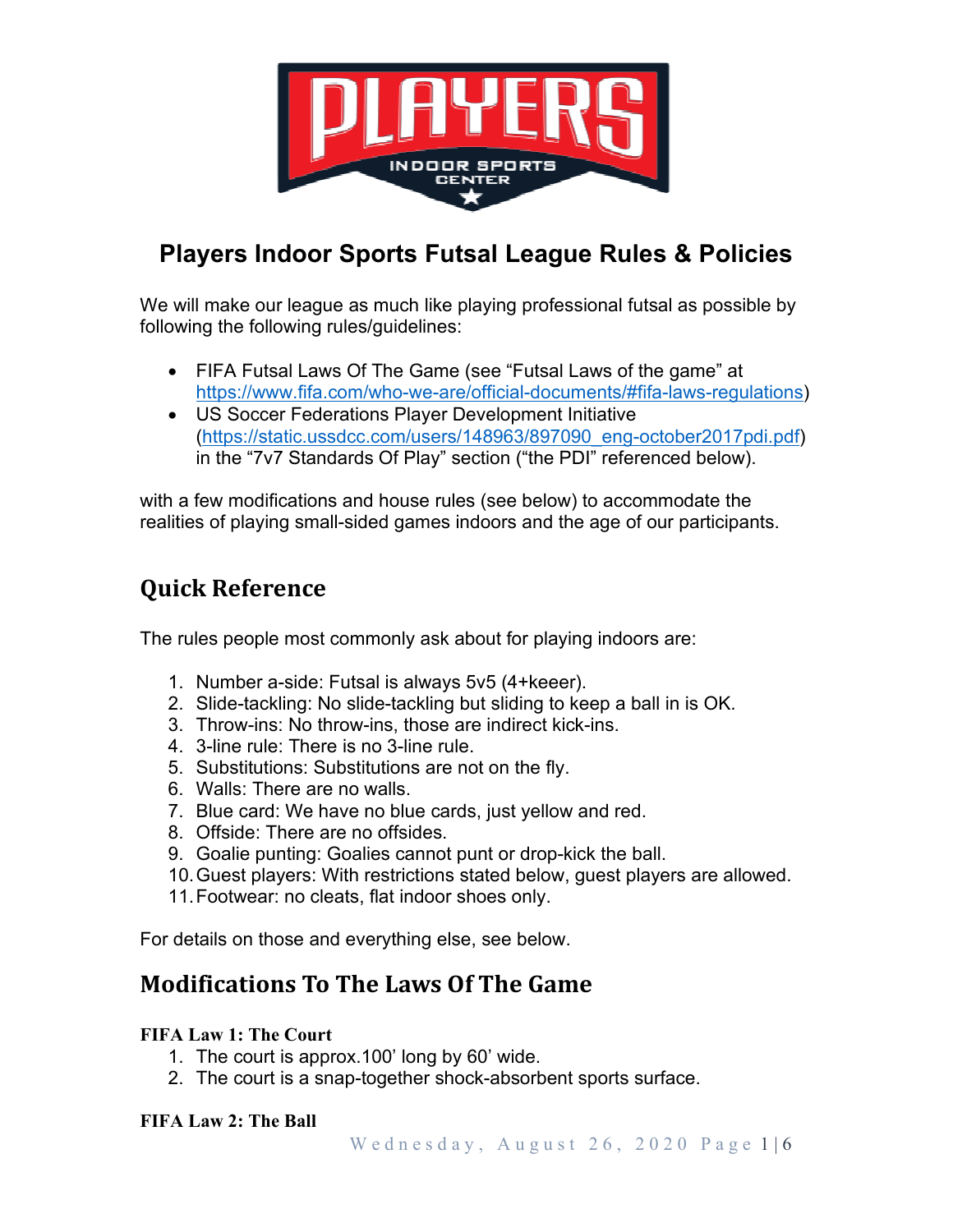# Players Indoor Sports Futsal League Rules & Policies

We will make our league as much like playing professional futsal as possible by following the following rules/guidelines:

- FIFA Futsal Laws Of The Game (see "Futsal Laws of the game" at https://www.fifa.com/who-we-are/official-documents/#fifa-laws-regulations)
- US Soccer Federations Player Development Initiative (https://static.ussdcc.com/users/148963/897090_eng-october2017pdi.pdf) in the "7v7 Standards Of Play" section ("the PDI" referenced below).

with a few modifications and house rules (see below) to accommodate the realities of playing small-sided games indoors and the age of our participants.

## Quick Reference

The rules people most commonly ask about for playing indoors are:

1. Number a-side: Futsal is always 5v5 (4+keeer).
2. Slide-tackling: No slide-tackling but sliding to keep a ball in is OK.
3. Throw-ins: No throw-ins, those are indirect kick-ins.
4. 3-line rule: There is no 3-line rule.
5. Substitutions: Substitutions are not on the fly.
6. Walls: There are no walls.
7. Blue card: We have no blue cards, just yellow and red.
8. Offside: There are no offsides.
9. Goalie punting: Goalies cannot punt or drop-kick the ball.
10. Guest players: With restrictions stated below, guest players are allowed.
11. Footwear: no cleats, flat indoor shoes only.

For details on those and everything else, see below.

## Modifications To The Laws Of The Game

### FIFA Law 1: The Court

1. The court is approx.100' long by 60' wide.
2. The court is a snap-together shock-absorbent sports surface.

### FIFA Law 2: The Ball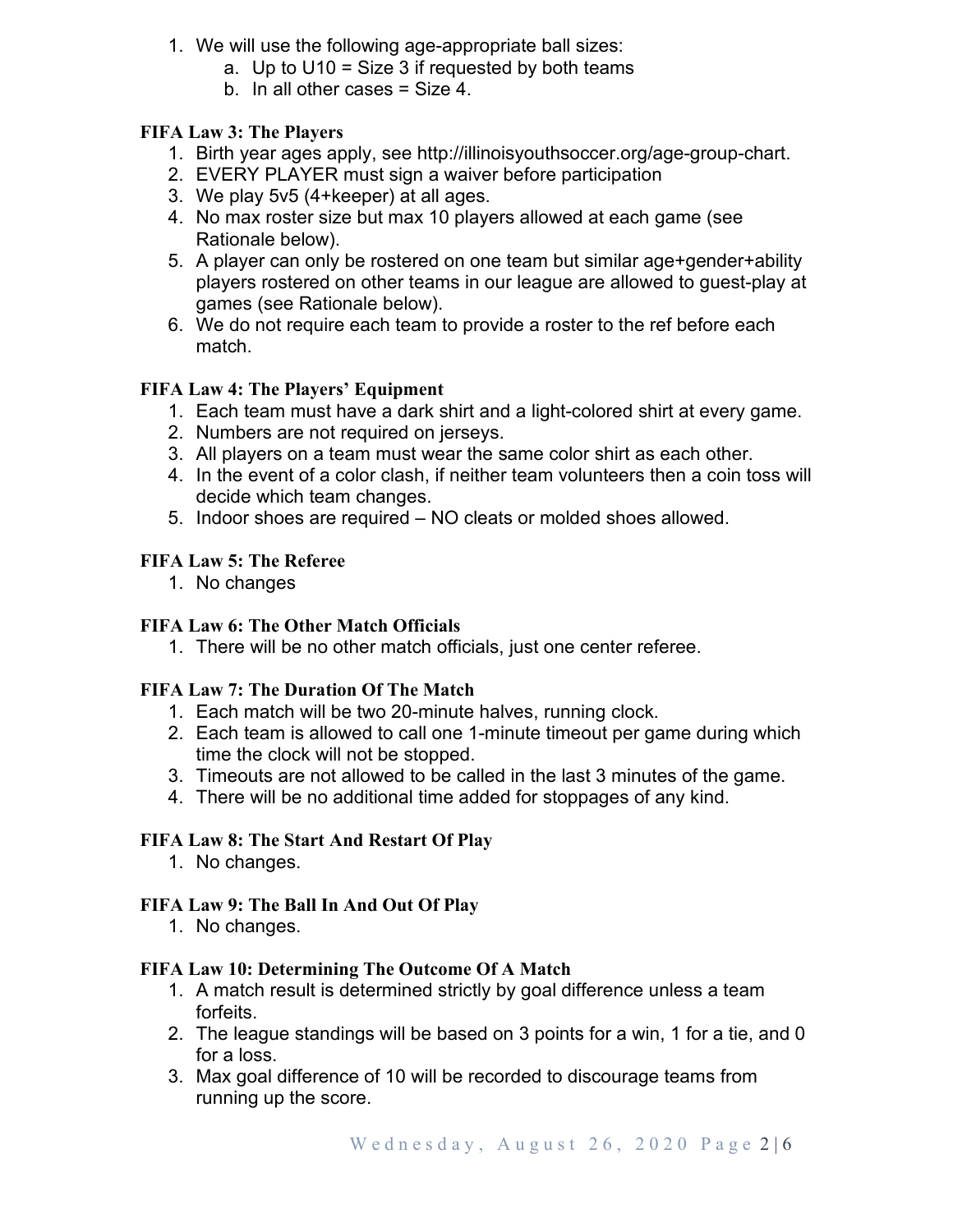1. We will use the following age-appropriate ball sizes:
   a. Up to U10 = Size 3 if requested by both teams
   b. In all other cases = Size 4.

### FIFA Law 3: The Players

1. Birth year ages apply, see http://illinoisyouthsoccer.org/age-group-chart.
2. EVERY PLAYER must sign a waiver before participation
3. We play 5v5 (4+keeper) at all ages.
4. No max roster size but max 10 players allowed at each game (see Rationale below).
5. A player can only be rostered on one team but similar age+gender+ability players rostered on other teams in our league are allowed to guest-play at games (see Rationale below).
6. We do not require each team to provide a roster to the ref before each match.

### FIFA Law 4: The Players' Equipment

1. Each team must have a dark shirt and a light-colored shirt at every game.
2. Numbers are not required on jerseys.
3. All players on a team must wear the same color shirt as each other.
4. In the event of a color clash, if neither team volunteers then a coin toss will decide which team changes.
5. Indoor shoes are required – NO cleats or molded shoes allowed.

### FIFA Law 5: The Referee

1. No changes

### FIFA Law 6: The Other Match Officials

1. There will be no other match officials, just one center referee.

### FIFA Law 7: The Duration Of The Match

1. Each match will be two 20-minute halves, running clock.
2. Each team is allowed to call one 1-minute timeout per game during which time the clock will not be stopped.
3. Timeouts are not allowed to be called in the last 3 minutes of the game.
4. There will be no additional time added for stoppages of any kind.

### FIFA Law 8: The Start And Restart Of Play

1. No changes.

### FIFA Law 9: The Ball In And Out Of Play

1. No changes.

### FIFA Law 10: Determining The Outcome Of A Match

1. A match result is determined strictly by goal difference unless a team forfeits.
2. The league standings will be based on 3 points for a win, 1 for a tie, and 0 for a loss.
3. Max goal difference of 10 will be recorded to discourage teams from running up the score.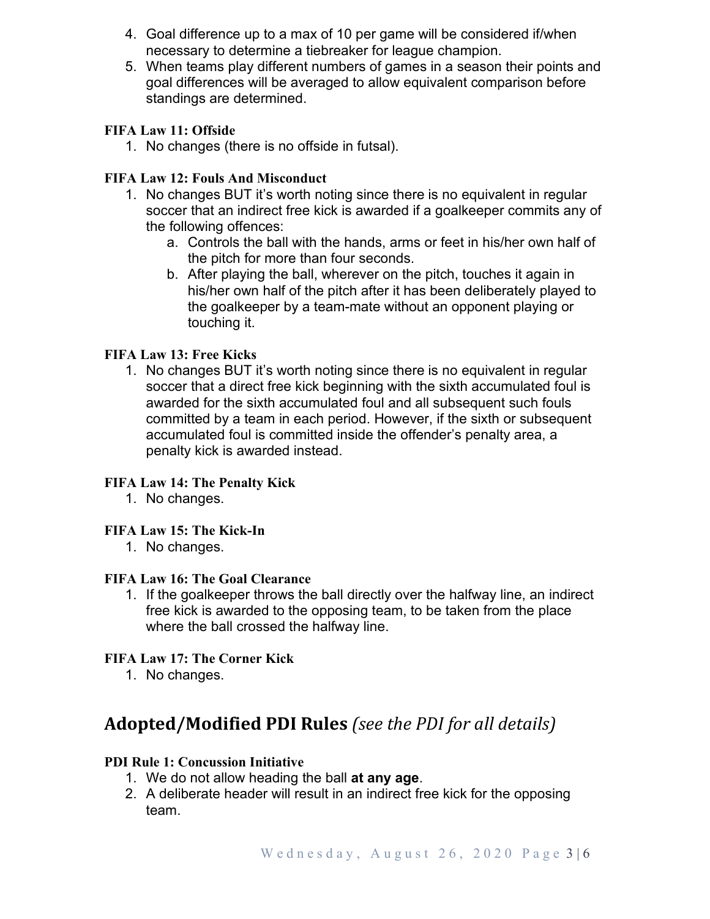4. Goal difference up to a max of 10 per game will be considered if/when necessary to determine a tiebreaker for league champion.
5. When teams play different numbers of games in a season their points and goal differences will be averaged to allow equivalent comparison before standings are determined.

**FIFA Law 11: Offside**

1. No changes (there is no offside in futsal).

**FIFA Law 12: Fouls And Misconduct**

1. No changes BUT it's worth noting since there is no equivalent in regular soccer that an indirect free kick is awarded if a goalkeeper commits any of the following offences:
    a. Controls the ball with the hands, arms or feet in his/her own half of the pitch for more than four seconds.
    b. After playing the ball, wherever on the pitch, touches it again in his/her own half of the pitch after it has been deliberately played to the goalkeeper by a team-mate without an opponent playing or touching it.

**FIFA Law 13: Free Kicks**

1. No changes BUT it's worth noting since there is no equivalent in regular soccer that a direct free kick beginning with the sixth accumulated foul is awarded for the sixth accumulated foul and all subsequent such fouls committed by a team in each period. However, if the sixth or subsequent accumulated foul is committed inside the offender's penalty area, a penalty kick is awarded instead.

**FIFA Law 14: The Penalty Kick**

1. No changes.

**FIFA Law 15: The Kick-In**

1. No changes.

**FIFA Law 16: The Goal Clearance**

1. If the goalkeeper throws the ball directly over the halfway line, an indirect free kick is awarded to the opposing team, to be taken from the place where the ball crossed the halfway line.

**FIFA Law 17: The Corner Kick**

1. No changes.

## Adopted/Modified PDI Rules *(see the PDI for all details)*

**PDI Rule 1: Concussion Initiative**

1. We do not allow heading the ball **at any age**.
2. A deliberate header will result in an indirect free kick for the opposing team.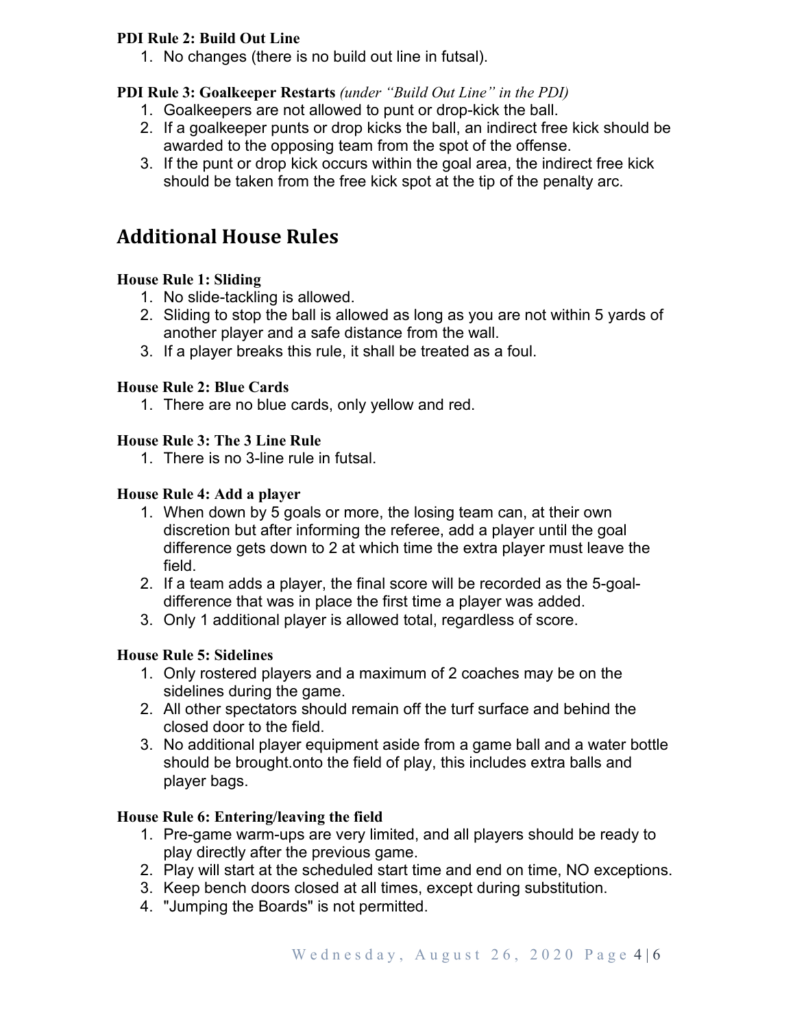**PDI Rule 2: Build Out Line**

1. No changes (there is no build out line in futsal).

**PDI Rule 3: Goalkeeper Restarts** *(under "Build Out Line" in the PDI)*

1. Goalkeepers are not allowed to punt or drop-kick the ball.
2. If a goalkeeper punts or drop kicks the ball, an indirect free kick should be awarded to the opposing team from the spot of the offense.
3. If the punt or drop kick occurs within the goal area, the indirect free kick should be taken from the free kick spot at the tip of the penalty arc.

## Additional House Rules

**House Rule 1: Sliding**

1. No slide-tackling is allowed.
2. Sliding to stop the ball is allowed as long as you are not within 5 yards of another player and a safe distance from the wall.
3. If a player breaks this rule, it shall be treated as a foul.

**House Rule 2: Blue Cards**

1. There are no blue cards, only yellow and red.

**House Rule 3: The 3 Line Rule**

1. There is no 3-line rule in futsal.

**House Rule 4: Add a player**

1. When down by 5 goals or more, the losing team can, at their own discretion but after informing the referee, add a player until the goal difference gets down to 2 at which time the extra player must leave the field.
2. If a team adds a player, the final score will be recorded as the 5-goal-difference that was in place the first time a player was added.
3. Only 1 additional player is allowed total, regardless of score.

**House Rule 5: Sidelines**

1. Only rostered players and a maximum of 2 coaches may be on the sidelines during the game.
2. All other spectators should remain off the turf surface and behind the closed door to the field.
3. No additional player equipment aside from a game ball and a water bottle should be brought.onto the field of play, this includes extra balls and player bags.

**House Rule 6: Entering/leaving the field**

1. Pre-game warm-ups are very limited, and all players should be ready to play directly after the previous game.
2. Play will start at the scheduled start time and end on time, NO exceptions.
3. Keep bench doors closed at all times, except during substitution.
4. "Jumping the Boards" is not permitted.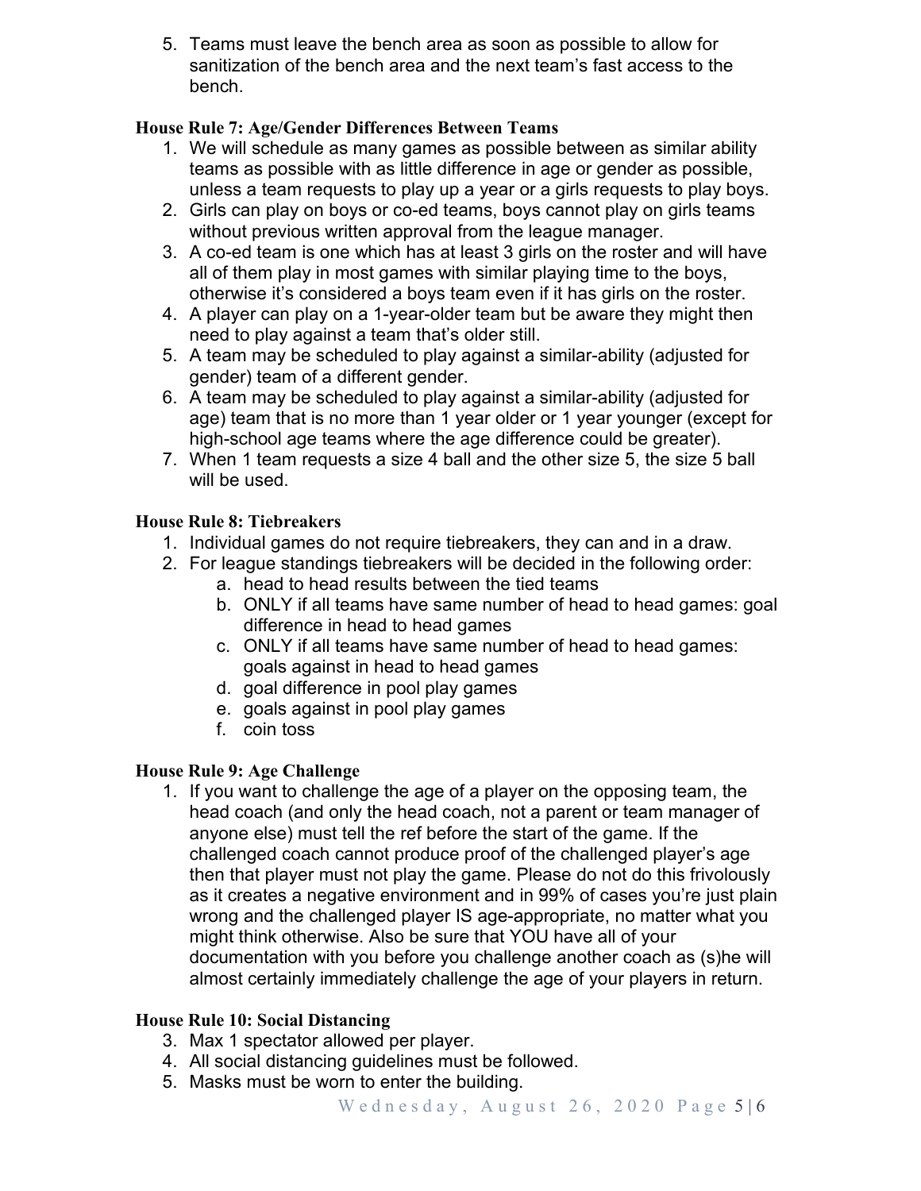5. Teams must leave the bench area as soon as possible to allow for sanitization of the bench area and the next team's fast access to the bench.

**House Rule 7: Age/Gender Differences Between Teams**

1. We will schedule as many games as possible between as similar ability teams as possible with as little difference in age or gender as possible, unless a team requests to play up a year or a girls requests to play boys.
2. Girls can play on boys or co-ed teams, boys cannot play on girls teams without previous written approval from the league manager.
3. A co-ed team is one which has at least 3 girls on the roster and will have all of them play in most games with similar playing time to the boys, otherwise it's considered a boys team even if it has girls on the roster.
4. A player can play on a 1-year-older team but be aware they might then need to play against a team that's older still.
5. A team may be scheduled to play against a similar-ability (adjusted for gender) team of a different gender.
6. A team may be scheduled to play against a similar-ability (adjusted for age) team that is no more than 1 year older or 1 year younger (except for high-school age teams where the age difference could be greater).
7. When 1 team requests a size 4 ball and the other size 5, the size 5 ball will be used.

**House Rule 8: Tiebreakers**

1. Individual games do not require tiebreakers, they can and in a draw.
2. For league standings tiebreakers will be decided in the following order:
   a. head to head results between the tied teams
   b. ONLY if all teams have same number of head to head games: goal difference in head to head games
   c. ONLY if all teams have same number of head to head games: goals against in head to head games
   d. goal difference in pool play games
   e. goals against in pool play games
   f. coin toss

**House Rule 9: Age Challenge**

1. If you want to challenge the age of a player on the opposing team, the head coach (and only the head coach, not a parent or team manager of anyone else) must tell the ref before the start of the game. If the challenged coach cannot produce proof of the challenged player's age then that player must not play the game. Please do not do this frivolously as it creates a negative environment and in 99% of cases you're just plain wrong and the challenged player IS age-appropriate, no matter what you might think otherwise. Also be sure that YOU have all of your documentation with you before you challenge another coach as (s)he will almost certainly immediately challenge the age of your players in return.

**House Rule 10: Social Distancing**

3. Max 1 spectator allowed per player.
4. All social distancing guidelines must be followed.
5. Masks must be worn to enter the building.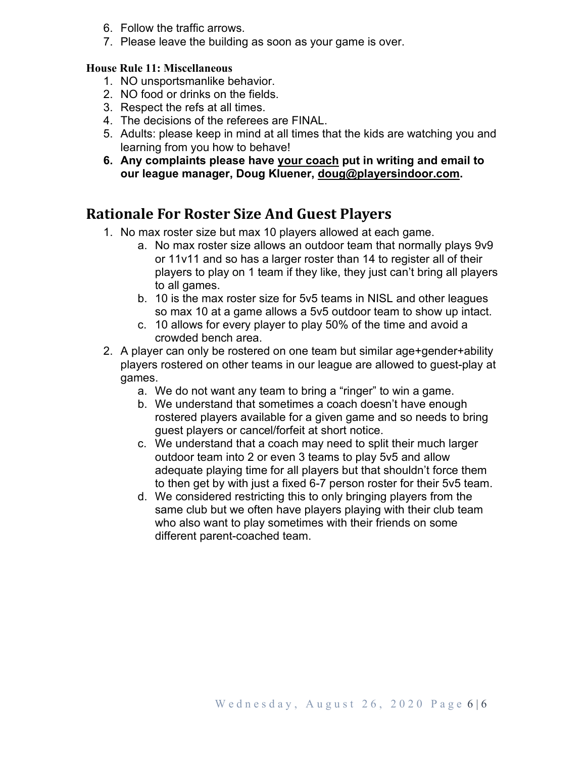6. Follow the traffic arrows.
7. Please leave the building as soon as your game is over.

**House Rule 11: Miscellaneous**

1. NO unsportsmanlike behavior.
2. NO food or drinks on the fields.
3. Respect the refs at all times.
4. The decisions of the referees are FINAL.
5. Adults: please keep in mind at all times that the kids are watching you and learning from you how to behave!
6. **Any complaints please have <u>your coach</u> put in writing and email to our league manager, Doug Kluener, <u>doug@playersindoor.com</u>.**

## Rationale For Roster Size And Guest Players

1. No max roster size but max 10 players allowed at each game.
    a. No max roster size allows an outdoor team that normally plays 9v9 or 11v11 and so has a larger roster than 14 to register all of their players to play on 1 team if they like, they just can't bring all players to all games.
    b. 10 is the max roster size for 5v5 teams in NISL and other leagues so max 10 at a game allows a 5v5 outdoor team to show up intact.
    c. 10 allows for every player to play 50% of the time and avoid a crowded bench area.
2. A player can only be rostered on one team but similar age+gender+ability players rostered on other teams in our league are allowed to guest-play at games.
    a. We do not want any team to bring a "ringer" to win a game.
    b. We understand that sometimes a coach doesn't have enough rostered players available for a given game and so needs to bring guest players or cancel/forfeit at short notice.
    c. We understand that a coach may need to split their much larger outdoor team into 2 or even 3 teams to play 5v5 and allow adequate playing time for all players but that shouldn't force them to then get by with just a fixed 6-7 person roster for their 5v5 team.
    d. We considered restricting this to only bringing players from the same club but we often have players playing with their club team who also want to play sometimes with their friends on some different parent-coached team.